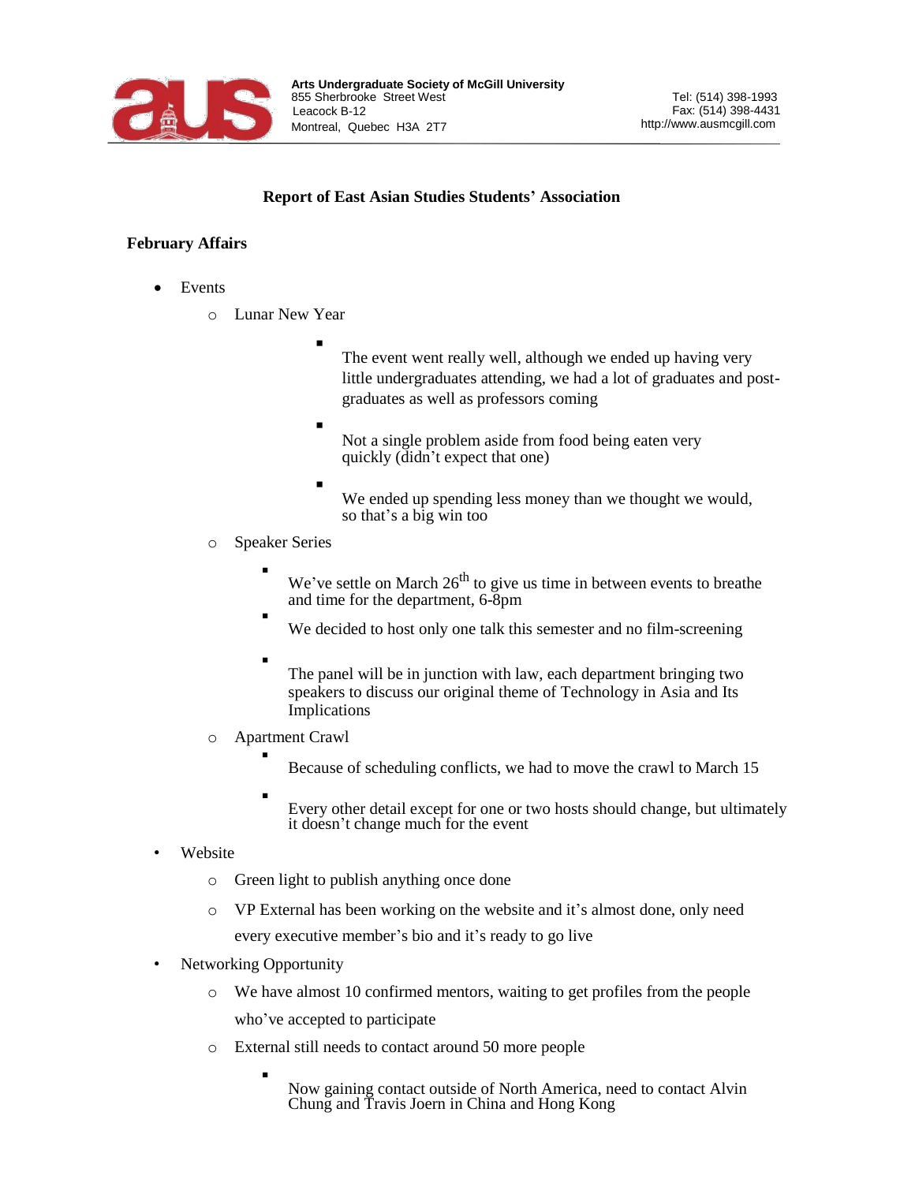**Arts Undergraduate Society of McGill University**
855 Sherbrooke Street West
Leacock B-12
Montreal, Quebec H3A 2T7

Tel: (514) 398-1993
Fax: (514) 398-4431
http://www.ausmcgill.com

## Report of East Asian Studies Students' Association

### February Affairs

- Events
  - Lunar New Year
    - The event went really well, although we ended up having very little undergraduates attending, we had a lot of graduates and post-graduates as well as professors coming
    - Not a single problem aside from food being eaten very quickly (didn't expect that one)
    - We ended up spending less money than we thought we would, so that's a big win too
  - Speaker Series
    - We've settle on March 26th to give us time in between events to breathe and time for the department, 6-8pm
    - We decided to host only one talk this semester and no film-screening
    - The panel will be in junction with law, each department bringing two speakers to discuss our original theme of Technology in Asia and Its Implications
  - Apartment Crawl
    - Because of scheduling conflicts, we had to move the crawl to March 15
    - Every other detail except for one or two hosts should change, but ultimately it doesn't change much for the event
- Website
  - Green light to publish anything once done
  - VP External has been working on the website and it's almost done, only need every executive member's bio and it's ready to go live
- Networking Opportunity
  - We have almost 10 confirmed mentors, waiting to get profiles from the people who've accepted to participate
  - External still needs to contact around 50 more people
    - Now gaining contact outside of North America, need to contact Alvin Chung and Travis Joern in China and Hong Kong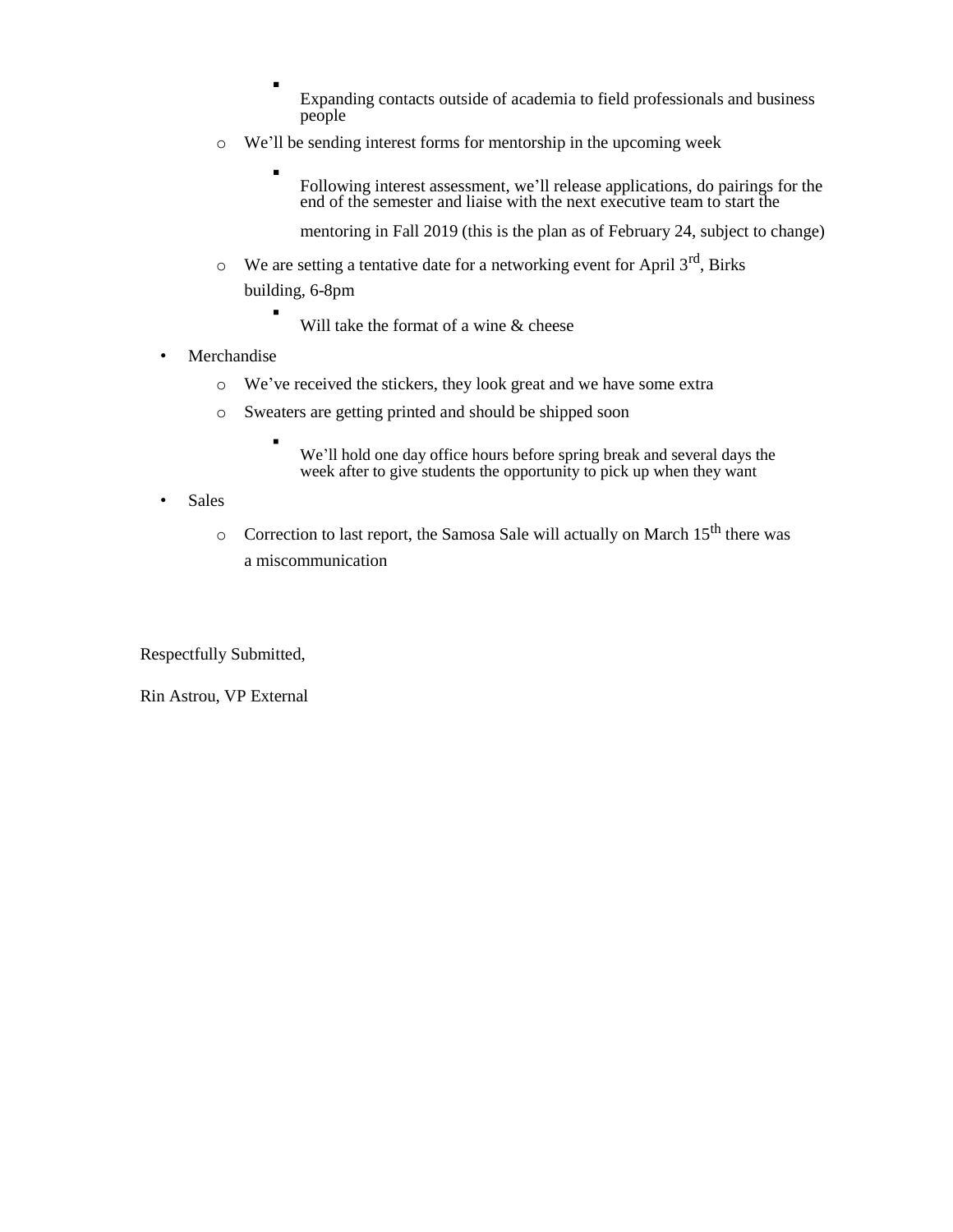- Expanding contacts outside of academia to field professionals and business people
    - We'll be sending interest forms for mentorship in the upcoming week
        - Following interest assessment, we'll release applications, do pairings for the end of the semester and liaise with the next executive team to start the mentoring in Fall 2019 (this is the plan as of February 24, subject to change)
    - We are setting a tentative date for a networking event for April 3rd, Birks building, 6-8pm
        - Will take the format of a wine & cheese

- Merchandise
    - We've received the stickers, they look great and we have some extra
    - Sweaters are getting printed and should be shipped soon
        - We'll hold one day office hours before spring break and several days the week after to give students the opportunity to pick up when they want
- Sales
    - Correction to last report, the Samosa Sale will actually on March 15th there was a miscommunication

Respectfully Submitted,

Rin Astrou, VP External